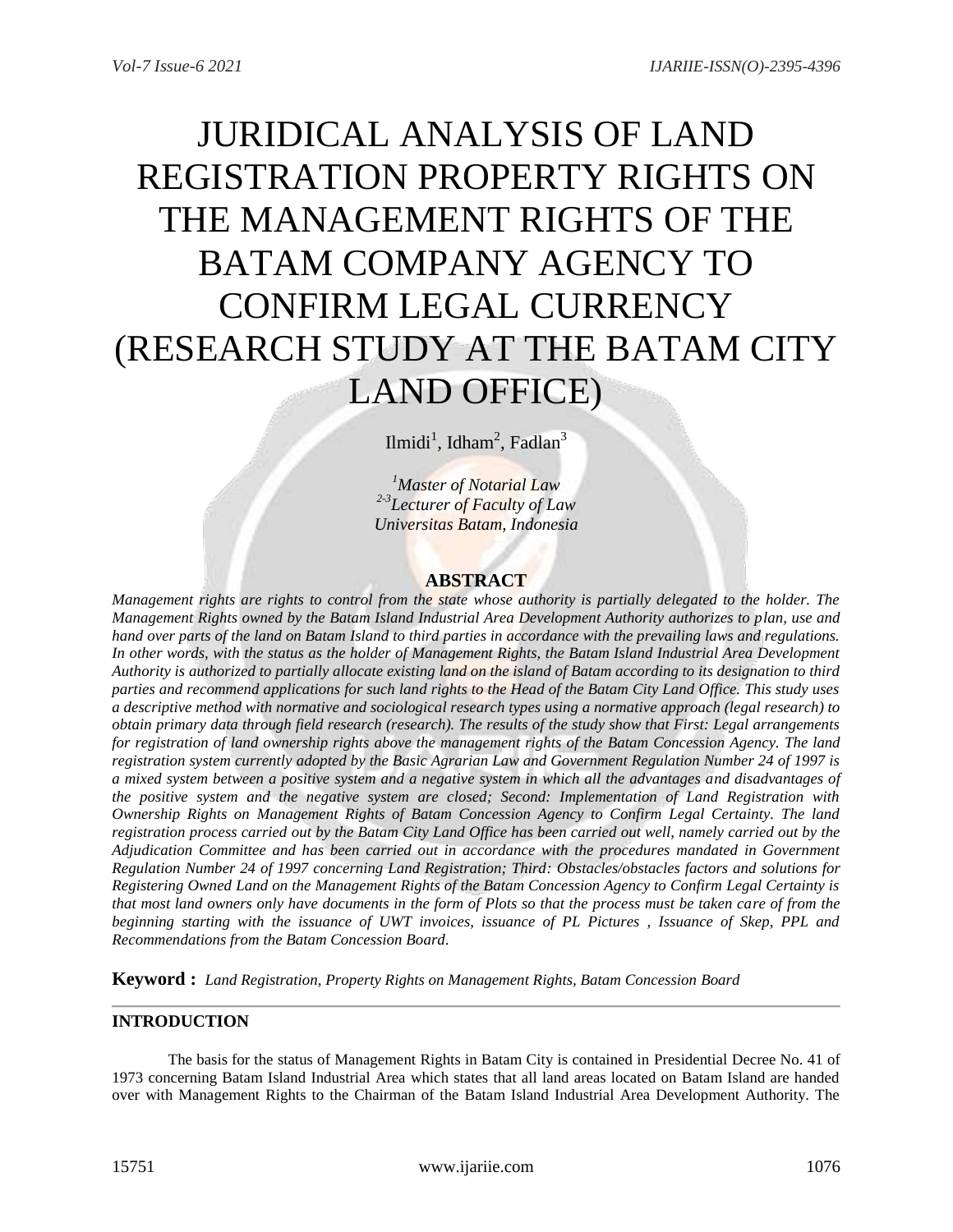# JURIDICAL ANALYSIS OF LAND REGISTRATION PROPERTY RIGHTS ON THE MANAGEMENT RIGHTS OF THE BATAM COMPANY AGENCY TO CONFIRM LEGAL CURRENCY (RESEARCH STUDY AT THE BATAM CITY LAND OFFICE)

Ilmidi[1], Idham[2], Fadlan[3]

*[1]Master of Notarial Law*
*[2-3]Lecturer of Faculty of Law*
*Universitas Batam, Indonesia*

## ABSTRACT

*Management rights are rights to control from the state whose authority is partially delegated to the holder. The Management Rights owned by the Batam Island Industrial Area Development Authority authorizes to plan, use and hand over parts of the land on Batam Island to third parties in accordance with the prevailing laws and regulations. In other words, with the status as the holder of Management Rights, the Batam Island Industrial Area Development Authority is authorized to partially allocate existing land on the island of Batam according to its designation to third parties and recommend applications for such land rights to the Head of the Batam City Land Office. This study uses a descriptive method with normative and sociological research types using a normative approach (legal research) to obtain primary data through field research (research). The results of the study show that First: Legal arrangements for registration of land ownership rights above the management rights of the Batam Concession Agency. The land registration system currently adopted by the Basic Agrarian Law and Government Regulation Number 24 of 1997 is a mixed system between a positive system and a negative system in which all the advantages and disadvantages of the positive system and the negative system are closed; Second: Implementation of Land Registration with Ownership Rights on Management Rights of Batam Concession Agency to Confirm Legal Certainty. The land registration process carried out by the Batam City Land Office has been carried out well, namely carried out by the Adjudication Committee and has been carried out in accordance with the procedures mandated in Government Regulation Number 24 of 1997 concerning Land Registration; Third: Obstacles/obstacles factors and solutions for Registering Owned Land on the Management Rights of the Batam Concession Agency to Confirm Legal Certainty is that most land owners only have documents in the form of Plots so that the process must be taken care of from the beginning starting with the issuance of UWT invoices, issuance of PL Pictures , Issuance of Skep, PPL and Recommendations from the Batam Concession Board.*

**Keyword :** *Land Registration, Property Rights on Management Rights, Batam Concession Board*

## INTRODUCTION

The basis for the status of Management Rights in Batam City is contained in Presidential Decree No. 41 of 1973 concerning Batam Island Industrial Area which states that all land areas located on Batam Island are handed over with Management Rights to the Chairman of the Batam Island Industrial Area Development Authority. The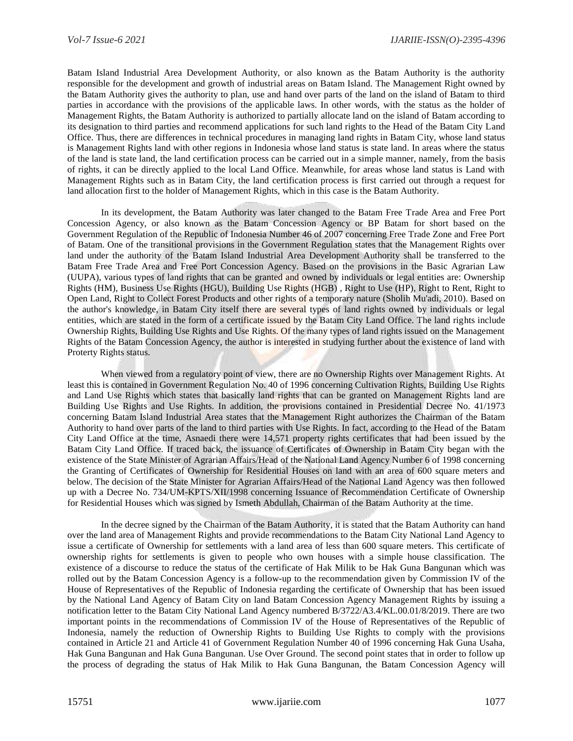Batam Island Industrial Area Development Authority, or also known as the Batam Authority is the authority responsible for the development and growth of industrial areas on Batam Island. The Management Right owned by the Batam Authority gives the authority to plan, use and hand over parts of the land on the island of Batam to third parties in accordance with the provisions of the applicable laws. In other words, with the status as the holder of Management Rights, the Batam Authority is authorized to partially allocate land on the island of Batam according to its designation to third parties and recommend applications for such land rights to the Head of the Batam City Land Office. Thus, there are differences in technical procedures in managing land rights in Batam City, whose land status is Management Rights land with other regions in Indonesia whose land status is state land. In areas where the status of the land is state land, the land certification process can be carried out in a simple manner, namely, from the basis of rights, it can be directly applied to the local Land Office. Meanwhile, for areas whose land status is Land with Management Rights such as in Batam City, the land certification process is first carried out through a request for land allocation first to the holder of Management Rights, which in this case is the Batam Authority.

In its development, the Batam Authority was later changed to the Batam Free Trade Area and Free Port Concession Agency, or also known as the Batam Concession Agency or BP Batam for short based on the Government Regulation of the Republic of Indonesia Number 46 of 2007 concerning Free Trade Zone and Free Port of Batam. One of the transitional provisions in the Government Regulation states that the Management Rights over land under the authority of the Batam Island Industrial Area Development Authority shall be transferred to the Batam Free Trade Area and Free Port Concession Agency. Based on the provisions in the Basic Agrarian Law (UUPA), various types of land rights that can be granted and owned by individuals or legal entities are: Ownership Rights (HM), Business Use Rights (HGU), Building Use Rights (HGB) , Right to Use (HP), Right to Rent, Right to Open Land, Right to Collect Forest Products and other rights of a temporary nature (Sholih Mu'adi, 2010). Based on the author's knowledge, in Batam City itself there are several types of land rights owned by individuals or legal entities, which are stated in the form of a certificate issued by the Batam City Land Office. The land rights include Ownership Rights, Building Use Rights and Use Rights. Of the many types of land rights issued on the Management Rights of the Batam Concession Agency, the author is interested in studying further about the existence of land with Proterty Rights status.

When viewed from a regulatory point of view, there are no Ownership Rights over Management Rights. At least this is contained in Government Regulation No. 40 of 1996 concerning Cultivation Rights, Building Use Rights and Land Use Rights which states that basically land rights that can be granted on Management Rights land are Building Use Rights and Use Rights. In addition, the provisions contained in Presidential Decree No. 41/1973 concerning Batam Island Industrial Area states that the Management Right authorizes the Chairman of the Batam Authority to hand over parts of the land to third parties with Use Rights. In fact, according to the Head of the Batam City Land Office at the time, Asnaedi there were 14,571 property rights certificates that had been issued by the Batam City Land Office. If traced back, the issuance of Certificates of Ownership in Batam City began with the existence of the State Minister of Agrarian Affairs/Head of the National Land Agency Number 6 of 1998 concerning the Granting of Certificates of Ownership for Residential Houses on land with an area of 600 square meters and below. The decision of the State Minister for Agrarian Affairs/Head of the National Land Agency was then followed up with a Decree No. 734/UM-KPTS/XII/1998 concerning Issuance of Recommendation Certificate of Ownership for Residential Houses which was signed by Ismeth Abdullah, Chairman of the Batam Authority at the time.

In the decree signed by the Chairman of the Batam Authority, it is stated that the Batam Authority can hand over the land area of Management Rights and provide recommendations to the Batam City National Land Agency to issue a certificate of Ownership for settlements with a land area of less than 600 square meters. This certificate of ownership rights for settlements is given to people who own houses with a simple house classification. The existence of a discourse to reduce the status of the certificate of Hak Milik to be Hak Guna Bangunan which was rolled out by the Batam Concession Agency is a follow-up to the recommendation given by Commission IV of the House of Representatives of the Republic of Indonesia regarding the certificate of Ownership that has been issued by the National Land Agency of Batam City on land Batam Concession Agency Management Rights by issuing a notification letter to the Batam City National Land Agency numbered B/3722/A3.4/KL.00.01/8/2019. There are two important points in the recommendations of Commission IV of the House of Representatives of the Republic of Indonesia, namely the reduction of Ownership Rights to Building Use Rights to comply with the provisions contained in Article 21 and Article 41 of Government Regulation Number 40 of 1996 concerning Hak Guna Usaha, Hak Guna Bangunan and Hak Guna Bangunan. Use Over Ground. The second point states that in order to follow up the process of degrading the status of Hak Milik to Hak Guna Bangunan, the Batam Concession Agency will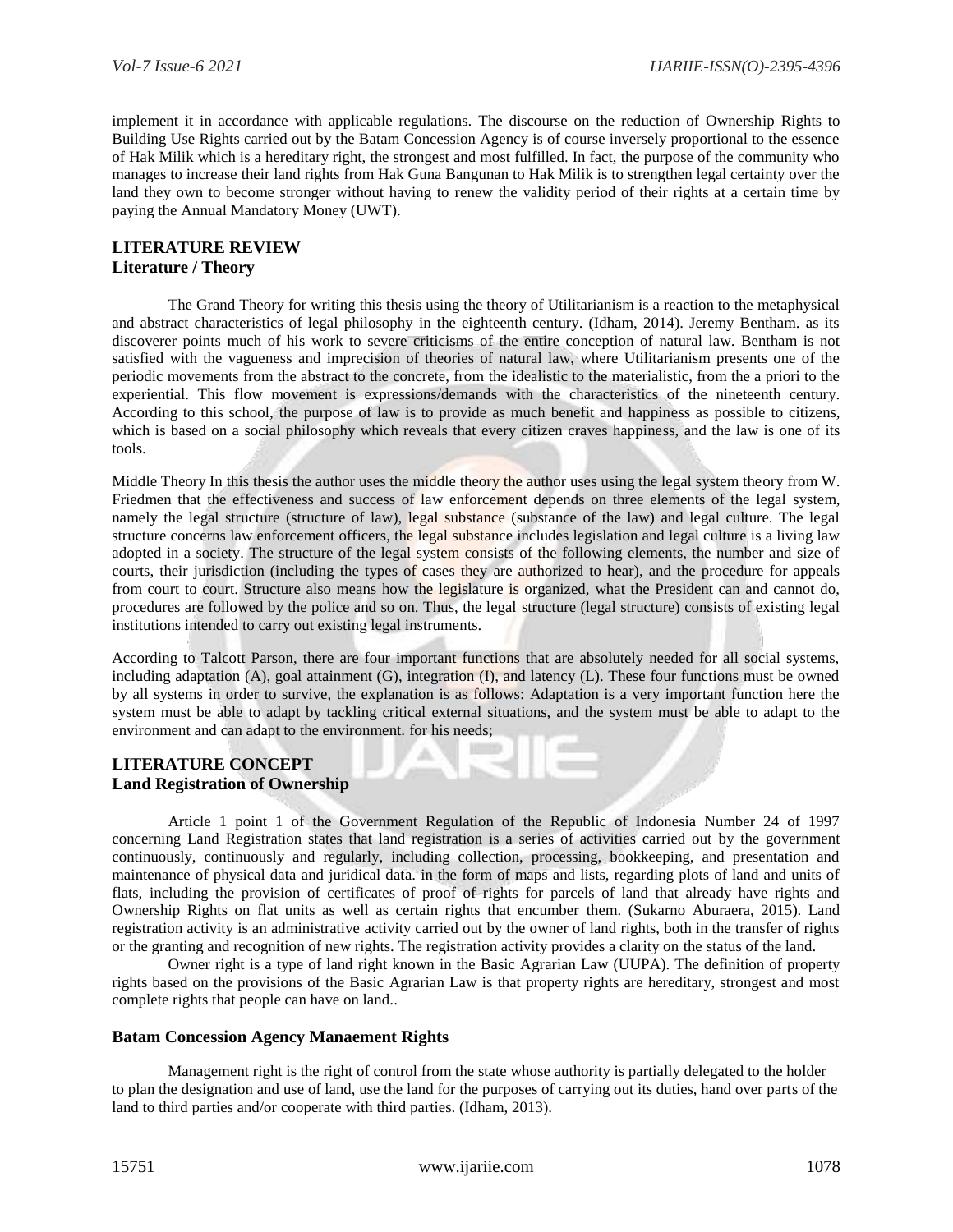implement it in accordance with applicable regulations. The discourse on the reduction of Ownership Rights to Building Use Rights carried out by the Batam Concession Agency is of course inversely proportional to the essence of Hak Milik which is a hereditary right, the strongest and most fulfilled. In fact, the purpose of the community who manages to increase their land rights from Hak Guna Bangunan to Hak Milik is to strengthen legal certainty over the land they own to become stronger without having to renew the validity period of their rights at a certain time by paying the Annual Mandatory Money (UWT).

## LITERATURE REVIEW

### Literature / Theory

The Grand Theory for writing this thesis using the theory of Utilitarianism is a reaction to the metaphysical and abstract characteristics of legal philosophy in the eighteenth century. (Idham, 2014). Jeremy Bentham. as its discoverer points much of his work to severe criticisms of the entire conception of natural law. Bentham is not satisfied with the vagueness and imprecision of theories of natural law, where Utilitarianism presents one of the periodic movements from the abstract to the concrete, from the idealistic to the materialistic, from the a priori to the experiential. This flow movement is expressions/demands with the characteristics of the nineteenth century. According to this school, the purpose of law is to provide as much benefit and happiness as possible to citizens, which is based on a social philosophy which reveals that every citizen craves happiness, and the law is one of its tools.

Middle Theory In this thesis the author uses the middle theory the author uses using the legal system theory from W. Friedmen that the effectiveness and success of law enforcement depends on three elements of the legal system, namely the legal structure (structure of law), legal substance (substance of the law) and legal culture. The legal structure concerns law enforcement officers, the legal substance includes legislation and legal culture is a living law adopted in a society. The structure of the legal system consists of the following elements, the number and size of courts, their jurisdiction (including the types of cases they are authorized to hear), and the procedure for appeals from court to court. Structure also means how the legislature is organized, what the President can and cannot do, procedures are followed by the police and so on. Thus, the legal structure (legal structure) consists of existing legal institutions intended to carry out existing legal instruments.

According to Talcott Parson, there are four important functions that are absolutely needed for all social systems, including adaptation (A), goal attainment (G), integration (I), and latency (L). These four functions must be owned by all systems in order to survive, the explanation is as follows: Adaptation is a very important function here the system must be able to adapt by tackling critical external situations, and the system must be able to adapt to the environment and can adapt to the environment. for his needs;

## LITERATURE CONCEPT

### Land Registration of Ownership

Article 1 point 1 of the Government Regulation of the Republic of Indonesia Number 24 of 1997 concerning Land Registration states that land registration is a series of activities carried out by the government continuously, continuously and regularly, including collection, processing, bookkeeping, and presentation and maintenance of physical data and juridical data. in the form of maps and lists, regarding plots of land and units of flats, including the provision of certificates of proof of rights for parcels of land that already have rights and Ownership Rights on flat units as well as certain rights that encumber them. (Sukarno Aburaera, 2015). Land registration activity is an administrative activity carried out by the owner of land rights, both in the transfer of rights or the granting and recognition of new rights. The registration activity provides a clarity on the status of the land.

Owner right is a type of land right known in the Basic Agrarian Law (UUPA). The definition of property rights based on the provisions of the Basic Agrarian Law is that property rights are hereditary, strongest and most complete rights that people can have on land..

### Batam Concession Agency Manaement Rights

Management right is the right of control from the state whose authority is partially delegated to the holder to plan the designation and use of land, use the land for the purposes of carrying out its duties, hand over parts of the land to third parties and/or cooperate with third parties. (Idham, 2013).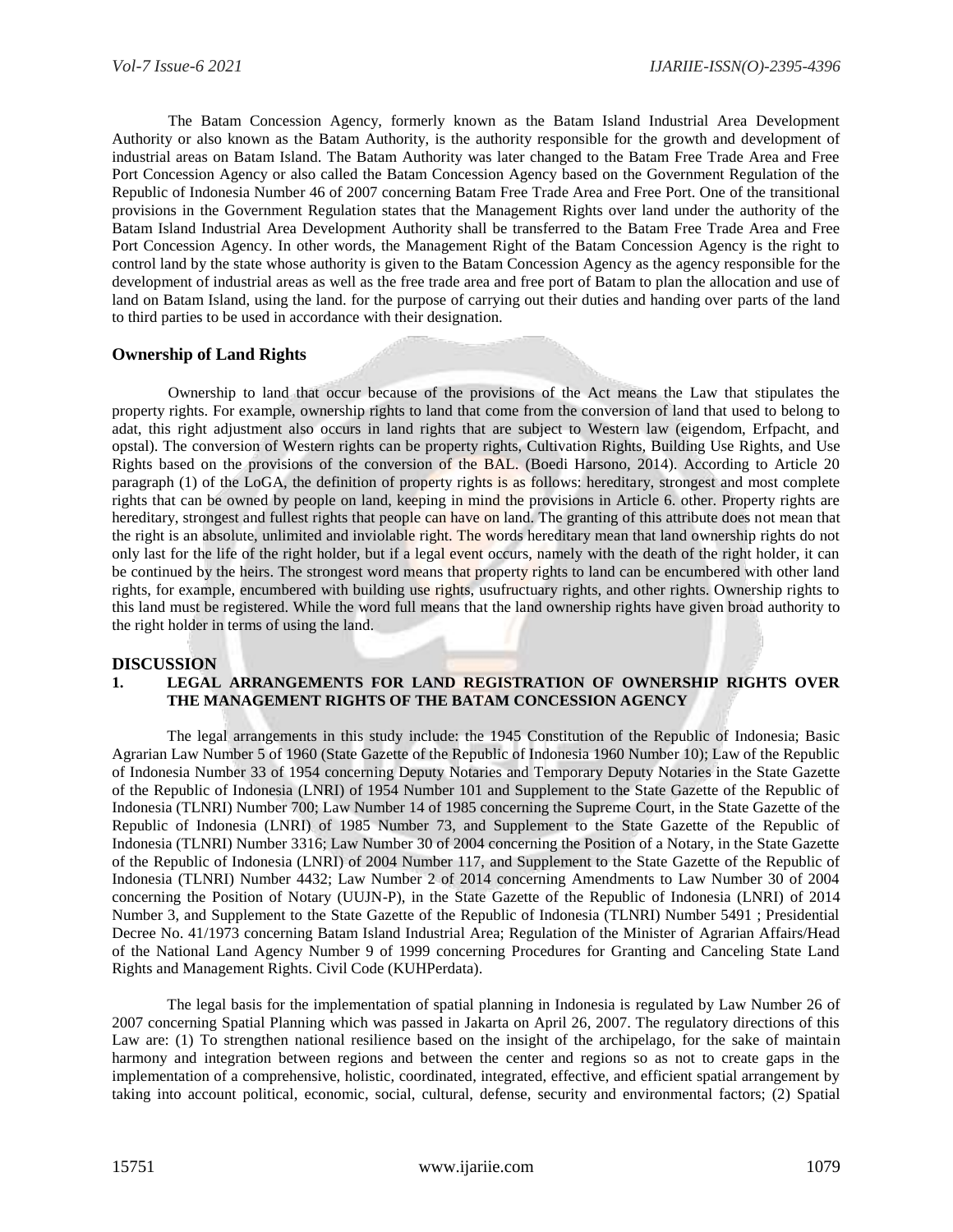The Batam Concession Agency, formerly known as the Batam Island Industrial Area Development Authority or also known as the Batam Authority, is the authority responsible for the growth and development of industrial areas on Batam Island. The Batam Authority was later changed to the Batam Free Trade Area and Free Port Concession Agency or also called the Batam Concession Agency based on the Government Regulation of the Republic of Indonesia Number 46 of 2007 concerning Batam Free Trade Area and Free Port. One of the transitional provisions in the Government Regulation states that the Management Rights over land under the authority of the Batam Island Industrial Area Development Authority shall be transferred to the Batam Free Trade Area and Free Port Concession Agency. In other words, the Management Right of the Batam Concession Agency is the right to control land by the state whose authority is given to the Batam Concession Agency as the agency responsible for the development of industrial areas as well as the free trade area and free port of Batam to plan the allocation and use of land on Batam Island, using the land. for the purpose of carrying out their duties and handing over parts of the land to third parties to be used in accordance with their designation.

### Ownership of Land Rights

Ownership to land that occur because of the provisions of the Act means the Law that stipulates the property rights. For example, ownership rights to land that come from the conversion of land that used to belong to adat, this right adjustment also occurs in land rights that are subject to Western law (eigendom, Erfpacht, and opstal). The conversion of Western rights can be property rights, Cultivation Rights, Building Use Rights, and Use Rights based on the provisions of the conversion of the BAL. (Boedi Harsono, 2014). According to Article 20 paragraph (1) of the LoGA, the definition of property rights is as follows: hereditary, strongest and most complete rights that can be owned by people on land, keeping in mind the provisions in Article 6. other. Property rights are hereditary, strongest and fullest rights that people can have on land. The granting of this attribute does not mean that the right is an absolute, unlimited and inviolable right. The words hereditary mean that land ownership rights do not only last for the life of the right holder, but if a legal event occurs, namely with the death of the right holder, it can be continued by the heirs. The strongest word means that property rights to land can be encumbered with other land rights, for example, encumbered with building use rights, usufructuary rights, and other rights. Ownership rights to this land must be registered. While the word full means that the land ownership rights have given broad authority to the right holder in terms of using the land.

## DISCUSSION

### 1. LEGAL ARRANGEMENTS FOR LAND REGISTRATION OF OWNERSHIP RIGHTS OVER THE MANAGEMENT RIGHTS OF THE BATAM CONCESSION AGENCY

The legal arrangements in this study include: the 1945 Constitution of the Republic of Indonesia; Basic Agrarian Law Number 5 of 1960 (State Gazette of the Republic of Indonesia 1960 Number 10); Law of the Republic of Indonesia Number 33 of 1954 concerning Deputy Notaries and Temporary Deputy Notaries in the State Gazette of the Republic of Indonesia (LNRI) of 1954 Number 101 and Supplement to the State Gazette of the Republic of Indonesia (TLNRI) Number 700; Law Number 14 of 1985 concerning the Supreme Court, in the State Gazette of the Republic of Indonesia (LNRI) of 1985 Number 73, and Supplement to the State Gazette of the Republic of Indonesia (TLNRI) Number 3316; Law Number 30 of 2004 concerning the Position of a Notary, in the State Gazette of the Republic of Indonesia (LNRI) of 2004 Number 117, and Supplement to the State Gazette of the Republic of Indonesia (TLNRI) Number 4432; Law Number 2 of 2014 concerning Amendments to Law Number 30 of 2004 concerning the Position of Notary (UUJN-P), in the State Gazette of the Republic of Indonesia (LNRI) of 2014 Number 3, and Supplement to the State Gazette of the Republic of Indonesia (TLNRI) Number 5491 ; Presidential Decree No. 41/1973 concerning Batam Island Industrial Area; Regulation of the Minister of Agrarian Affairs/Head of the National Land Agency Number 9 of 1999 concerning Procedures for Granting and Canceling State Land Rights and Management Rights. Civil Code (KUHPerdata).

The legal basis for the implementation of spatial planning in Indonesia is regulated by Law Number 26 of 2007 concerning Spatial Planning which was passed in Jakarta on April 26, 2007. The regulatory directions of this Law are: (1) To strengthen national resilience based on the insight of the archipelago, for the sake of maintain harmony and integration between regions and between the center and regions so as not to create gaps in the implementation of a comprehensive, holistic, coordinated, integrated, effective, and efficient spatial arrangement by taking into account political, economic, social, cultural, defense, security and environmental factors; (2) Spatial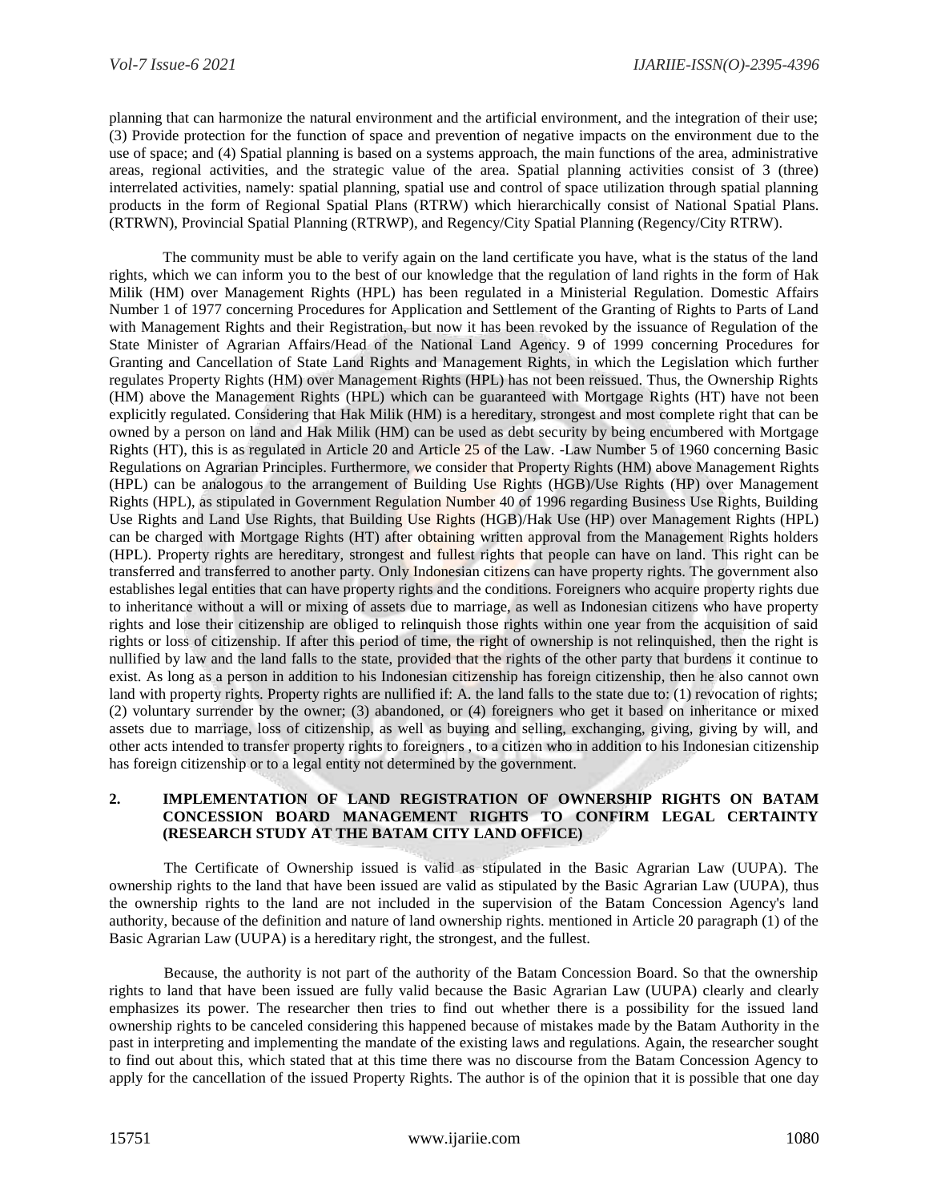planning that can harmonize the natural environment and the artificial environment, and the integration of their use; (3) Provide protection for the function of space and prevention of negative impacts on the environment due to the use of space; and (4) Spatial planning is based on a systems approach, the main functions of the area, administrative areas, regional activities, and the strategic value of the area. Spatial planning activities consist of 3 (three) interrelated activities, namely: spatial planning, spatial use and control of space utilization through spatial planning products in the form of Regional Spatial Plans (RTRW) which hierarchically consist of National Spatial Plans. (RTRWN), Provincial Spatial Planning (RTRWP), and Regency/City Spatial Planning (Regency/City RTRW).

The community must be able to verify again on the land certificate you have, what is the status of the land rights, which we can inform you to the best of our knowledge that the regulation of land rights in the form of Hak Milik (HM) over Management Rights (HPL) has been regulated in a Ministerial Regulation. Domestic Affairs Number 1 of 1977 concerning Procedures for Application and Settlement of the Granting of Rights to Parts of Land with Management Rights and their Registration, but now it has been revoked by the issuance of Regulation of the State Minister of Agrarian Affairs/Head of the National Land Agency. 9 of 1999 concerning Procedures for Granting and Cancellation of State Land Rights and Management Rights, in which the Legislation which further regulates Property Rights (HM) over Management Rights (HPL) has not been reissued. Thus, the Ownership Rights (HM) above the Management Rights (HPL) which can be guaranteed with Mortgage Rights (HT) have not been explicitly regulated. Considering that Hak Milik (HM) is a hereditary, strongest and most complete right that can be owned by a person on land and Hak Milik (HM) can be used as debt security by being encumbered with Mortgage Rights (HT), this is as regulated in Article 20 and Article 25 of the Law. -Law Number 5 of 1960 concerning Basic Regulations on Agrarian Principles. Furthermore, we consider that Property Rights (HM) above Management Rights (HPL) can be analogous to the arrangement of Building Use Rights (HGB)/Use Rights (HP) over Management Rights (HPL), as stipulated in Government Regulation Number 40 of 1996 regarding Business Use Rights, Building Use Rights and Land Use Rights, that Building Use Rights (HGB)/Hak Use (HP) over Management Rights (HPL) can be charged with Mortgage Rights (HT) after obtaining written approval from the Management Rights holders (HPL). Property rights are hereditary, strongest and fullest rights that people can have on land. This right can be transferred and transferred to another party. Only Indonesian citizens can have property rights. The government also establishes legal entities that can have property rights and the conditions. Foreigners who acquire property rights due to inheritance without a will or mixing of assets due to marriage, as well as Indonesian citizens who have property rights and lose their citizenship are obliged to relinquish those rights within one year from the acquisition of said rights or loss of citizenship. If after this period of time, the right of ownership is not relinquished, then the right is nullified by law and the land falls to the state, provided that the rights of the other party that burdens it continue to exist. As long as a person in addition to his Indonesian citizenship has foreign citizenship, then he also cannot own land with property rights. Property rights are nullified if: A. the land falls to the state due to: (1) revocation of rights; (2) voluntary surrender by the owner; (3) abandoned, or (4) foreigners who get it based on inheritance or mixed assets due to marriage, loss of citizenship, as well as buying and selling, exchanging, giving, giving by will, and other acts intended to transfer property rights to foreigners , to a citizen who in addition to his Indonesian citizenship has foreign citizenship or to a legal entity not determined by the government.

## 2. IMPLEMENTATION OF LAND REGISTRATION OF OWNERSHIP RIGHTS ON BATAM CONCESSION BOARD MANAGEMENT RIGHTS TO CONFIRM LEGAL CERTAINTY (RESEARCH STUDY AT THE BATAM CITY LAND OFFICE)

The Certificate of Ownership issued is valid as stipulated in the Basic Agrarian Law (UUPA). The ownership rights to the land that have been issued are valid as stipulated by the Basic Agrarian Law (UUPA), thus the ownership rights to the land are not included in the supervision of the Batam Concession Agency's land authority, because of the definition and nature of land ownership rights. mentioned in Article 20 paragraph (1) of the Basic Agrarian Law (UUPA) is a hereditary right, the strongest, and the fullest.

Because, the authority is not part of the authority of the Batam Concession Board. So that the ownership rights to land that have been issued are fully valid because the Basic Agrarian Law (UUPA) clearly and clearly emphasizes its power. The researcher then tries to find out whether there is a possibility for the issued land ownership rights to be canceled considering this happened because of mistakes made by the Batam Authority in the past in interpreting and implementing the mandate of the existing laws and regulations. Again, the researcher sought to find out about this, which stated that at this time there was no discourse from the Batam Concession Agency to apply for the cancellation of the issued Property Rights. The author is of the opinion that it is possible that one day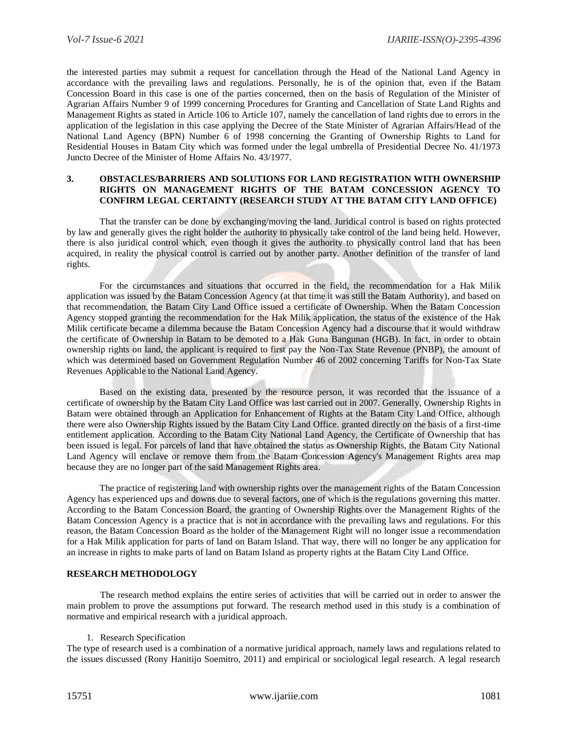the interested parties may submit a request for cancellation through the Head of the National Land Agency in accordance with the prevailing laws and regulations. Personally, he is of the opinion that, even if the Batam Concession Board in this case is one of the parties concerned, then on the basis of Regulation of the Minister of Agrarian Affairs Number 9 of 1999 concerning Procedures for Granting and Cancellation of State Land Rights and Management Rights as stated in Article 106 to Article 107, namely the cancellation of land rights due to errors in the application of the legislation in this case applying the Decree of the State Minister of Agrarian Affairs/Head of the National Land Agency (BPN) Number 6 of 1998 concerning the Granting of Ownership Rights to Land for Residential Houses in Batam City which was formed under the legal umbrella of Presidential Decree No. 41/1973 Juncto Decree of the Minister of Home Affairs No. 43/1977.

## 3. OBSTACLES/BARRIERS AND SOLUTIONS FOR LAND REGISTRATION WITH OWNERSHIP RIGHTS ON MANAGEMENT RIGHTS OF THE BATAM CONCESSION AGENCY TO CONFIRM LEGAL CERTAINTY (RESEARCH STUDY AT THE BATAM CITY LAND OFFICE)

That the transfer can be done by exchanging/moving the land. Juridical control is based on rights protected by law and generally gives the right holder the authority to physically take control of the land being held. However, there is also juridical control which, even though it gives the authority to physically control land that has been acquired, in reality the physical control is carried out by another party. Another definition of the transfer of land rights.

For the circumstances and situations that occurred in the field, the recommendation for a Hak Milik application was issued by the Batam Concession Agency (at that time it was still the Batam Authority), and based on that recommendation, the Batam City Land Office issued a certificate of Ownership. When the Batam Concession Agency stopped granting the recommendation for the Hak Milik application, the status of the existence of the Hak Milik certificate became a dilemma because the Batam Concession Agency had a discourse that it would withdraw the certificate of Ownership in Batam to be demoted to a Hak Guna Bangunan (HGB). In fact, in order to obtain ownership rights on land, the applicant is required to first pay the Non-Tax State Revenue (PNBP), the amount of which was determined based on Government Regulation Number 46 of 2002 concerning Tariffs for Non-Tax State Revenues Applicable to the National Land Agency.

Based on the existing data, presented by the resource person, it was recorded that the issuance of a certificate of ownership by the Batam City Land Office was last carried out in 2007. Generally, Ownership Rights in Batam were obtained through an Application for Enhancement of Rights at the Batam City Land Office, although there were also Ownership Rights issued by the Batam City Land Office. granted directly on the basis of a first-time entitlement application. According to the Batam City National Land Agency, the Certificate of Ownership that has been issued is legal. For parcels of land that have obtained the status as Ownership Rights, the Batam City National Land Agency will enclave or remove them from the Batam Concession Agency's Management Rights area map because they are no longer part of the said Management Rights area.

The practice of registering land with ownership rights over the management rights of the Batam Concession Agency has experienced ups and downs due to several factors, one of which is the regulations governing this matter. According to the Batam Concession Board, the granting of Ownership Rights over the Management Rights of the Batam Concession Agency is a practice that is not in accordance with the prevailing laws and regulations. For this reason, the Batam Concession Board as the holder of the Management Right will no longer issue a recommendation for a Hak Milik application for parts of land on Batam Island. That way, there will no longer be any application for an increase in rights to make parts of land on Batam Island as property rights at the Batam City Land Office.

## RESEARCH METHODOLOGY

The research method explains the entire series of activities that will be carried out in order to answer the main problem to prove the assumptions put forward. The research method used in this study is a combination of normative and empirical research with a juridical approach.

1. Research Specification

The type of research used is a combination of a normative juridical approach, namely laws and regulations related to the issues discussed (Rony Hanitijo Soemitro, 2011) and empirical or sociological legal research. A legal research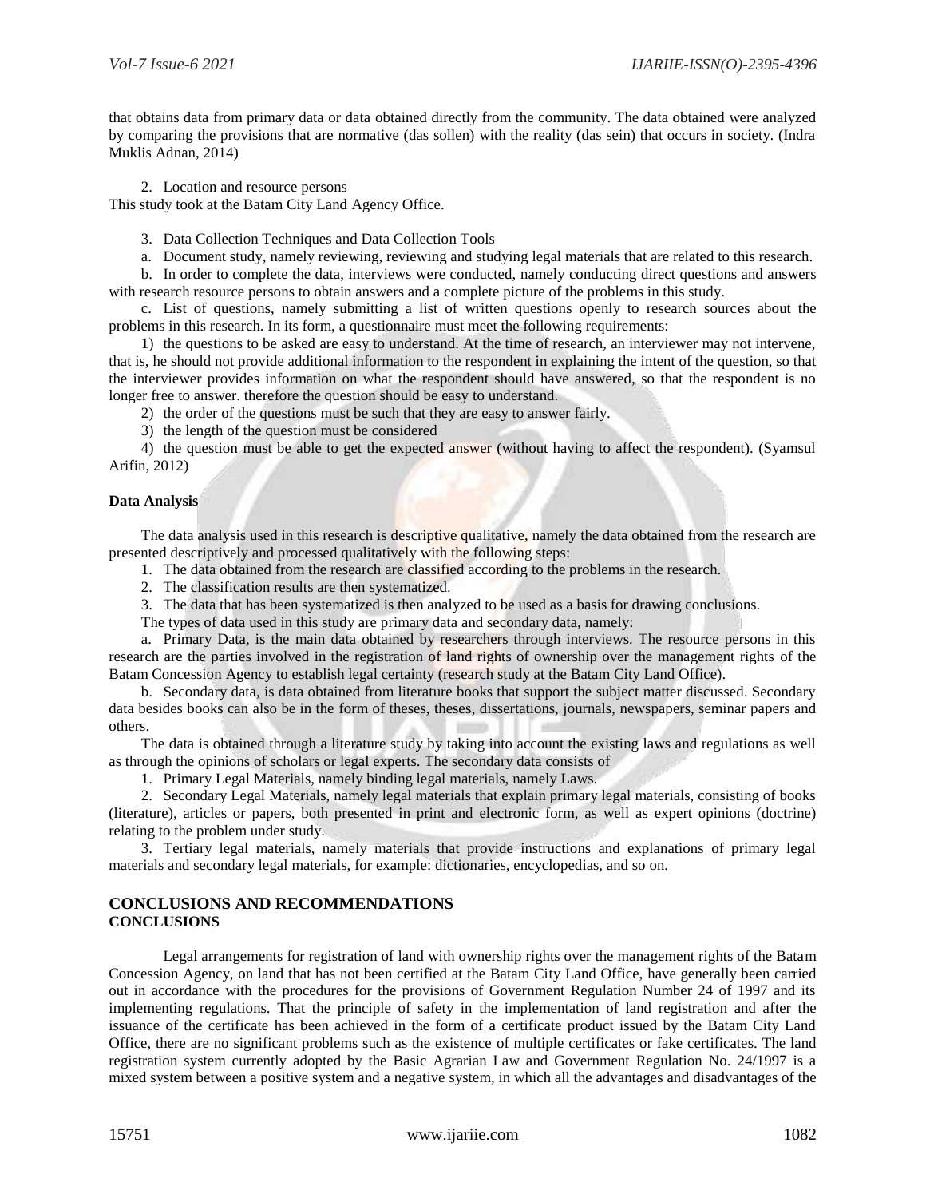that obtains data from primary data or data obtained directly from the community. The data obtained were analyzed by comparing the provisions that are normative (das sollen) with the reality (das sein) that occurs in society. (Indra Muklis Adnan, 2014)

2. Location and resource persons

This study took at the Batam City Land Agency Office.

3. Data Collection Techniques and Data Collection Tools

a. Document study, namely reviewing, reviewing and studying legal materials that are related to this research.

b. In order to complete the data, interviews were conducted, namely conducting direct questions and answers with research resource persons to obtain answers and a complete picture of the problems in this study.

c. List of questions, namely submitting a list of written questions openly to research sources about the problems in this research. In its form, a questionnaire must meet the following requirements:

1) the questions to be asked are easy to understand. At the time of research, an interviewer may not intervene, that is, he should not provide additional information to the respondent in explaining the intent of the question, so that the interviewer provides information on what the respondent should have answered, so that the respondent is no longer free to answer. therefore the question should be easy to understand.

2) the order of the questions must be such that they are easy to answer fairly.

3) the length of the question must be considered

4) the question must be able to get the expected answer (without having to affect the respondent). (Syamsul Arifin, 2012)

**Data Analysis**

The data analysis used in this research is descriptive qualitative, namely the data obtained from the research are presented descriptively and processed qualitatively with the following steps:

1. The data obtained from the research are classified according to the problems in the research.
2. The classification results are then systematized.
3. The data that has been systematized is then analyzed to be used as a basis for drawing conclusions.

The types of data used in this study are primary data and secondary data, namely:

a. Primary Data, is the main data obtained by researchers through interviews. The resource persons in this research are the parties involved in the registration of land rights of ownership over the management rights of the Batam Concession Agency to establish legal certainty (research study at the Batam City Land Office).

b. Secondary data, is data obtained from literature books that support the subject matter discussed. Secondary data besides books can also be in the form of theses, theses, dissertations, journals, newspapers, seminar papers and others.

The data is obtained through a literature study by taking into account the existing laws and regulations as well as through the opinions of scholars or legal experts. The secondary data consists of

1. Primary Legal Materials, namely binding legal materials, namely Laws.
2. Secondary Legal Materials, namely legal materials that explain primary legal materials, consisting of books (literature), articles or papers, both presented in print and electronic form, as well as expert opinions (doctrine) relating to the problem under study.
3. Tertiary legal materials, namely materials that provide instructions and explanations of primary legal materials and secondary legal materials, for example: dictionaries, encyclopedias, and so on.

## CONCLUSIONS AND RECOMMENDATIONS

### CONCLUSIONS

Legal arrangements for registration of land with ownership rights over the management rights of the Batam Concession Agency, on land that has not been certified at the Batam City Land Office, have generally been carried out in accordance with the procedures for the provisions of Government Regulation Number 24 of 1997 and its implementing regulations. That the principle of safety in the implementation of land registration and after the issuance of the certificate has been achieved in the form of a certificate product issued by the Batam City Land Office, there are no significant problems such as the existence of multiple certificates or fake certificates. The land registration system currently adopted by the Basic Agrarian Law and Government Regulation No. 24/1997 is a mixed system between a positive system and a negative system, in which all the advantages and disadvantages of the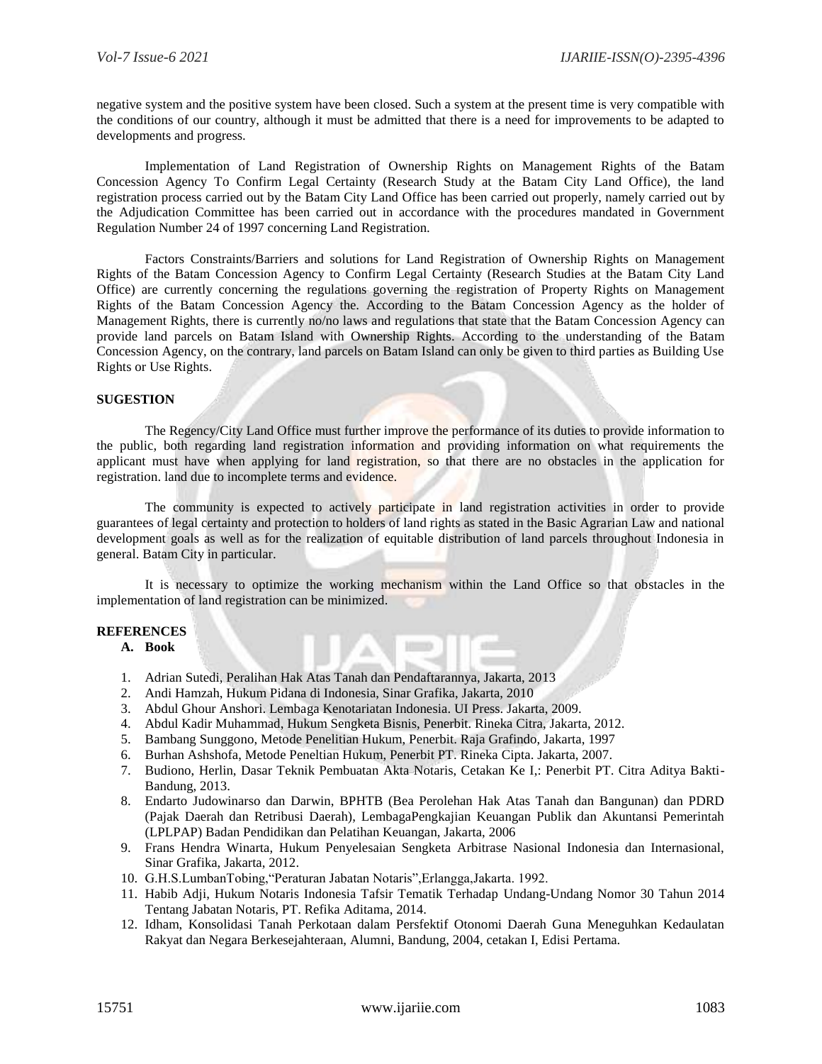negative system and the positive system have been closed. Such a system at the present time is very compatible with the conditions of our country, although it must be admitted that there is a need for improvements to be adapted to developments and progress.

Implementation of Land Registration of Ownership Rights on Management Rights of the Batam Concession Agency To Confirm Legal Certainty (Research Study at the Batam City Land Office), the land registration process carried out by the Batam City Land Office has been carried out properly, namely carried out by the Adjudication Committee has been carried out in accordance with the procedures mandated in Government Regulation Number 24 of 1997 concerning Land Registration.

Factors Constraints/Barriers and solutions for Land Registration of Ownership Rights on Management Rights of the Batam Concession Agency to Confirm Legal Certainty (Research Studies at the Batam City Land Office) are currently concerning the regulations governing the registration of Property Rights on Management Rights of the Batam Concession Agency the. According to the Batam Concession Agency as the holder of Management Rights, there is currently no/no laws and regulations that state that the Batam Concession Agency can provide land parcels on Batam Island with Ownership Rights. According to the understanding of the Batam Concession Agency, on the contrary, land parcels on Batam Island can only be given to third parties as Building Use Rights or Use Rights.

**SUGESTION**

The Regency/City Land Office must further improve the performance of its duties to provide information to the public, both regarding land registration information and providing information on what requirements the applicant must have when applying for land registration, so that there are no obstacles in the application for registration. land due to incomplete terms and evidence.

The community is expected to actively participate in land registration activities in order to provide guarantees of legal certainty and protection to holders of land rights as stated in the Basic Agrarian Law and national development goals as well as for the realization of equitable distribution of land parcels throughout Indonesia in general. Batam City in particular.

It is necessary to optimize the working mechanism within the Land Office so that obstacles in the implementation of land registration can be minimized.

**REFERENCES**

**A. Book**

1. Adrian Sutedi, Peralihan Hak Atas Tanah dan Pendaftarannya, Jakarta, 2013
2. Andi Hamzah, Hukum Pidana di Indonesia, Sinar Grafika, Jakarta, 2010
3. Abdul Ghour Anshori. Lembaga Kenotariatan Indonesia. UI Press. Jakarta, 2009.
4. Abdul Kadir Muhammad, Hukum Sengketa Bisnis, Penerbit. Rineka Citra, Jakarta, 2012.
5. Bambang Sunggono, Metode Penelitian Hukum, Penerbit. Raja Grafindo, Jakarta, 1997
6. Burhan Ashshofa, Metode Peneltian Hukum, Penerbit PT. Rineka Cipta. Jakarta, 2007.
7. Budiono, Herlin, Dasar Teknik Pembuatan Akta Notaris, Cetakan Ke I,: Penerbit PT. Citra Aditya Bakti-Bandung, 2013.
8. Endarto Judowinarso dan Darwin, BPHTB (Bea Perolehan Hak Atas Tanah dan Bangunan) dan PDRD (Pajak Daerah dan Retribusi Daerah), LembagaPengkajian Keuangan Publik dan Akuntansi Pemerintah (LPLPAP) Badan Pendidikan dan Pelatihan Keuangan, Jakarta, 2006
9. Frans Hendra Winarta, Hukum Penyelesaian Sengketa Arbitrase Nasional Indonesia dan Internasional, Sinar Grafika, Jakarta, 2012.
10. G.H.S.LumbanTobing,"Peraturan Jabatan Notaris",Erlangga,Jakarta. 1992.
11. Habib Adji, Hukum Notaris Indonesia Tafsir Tematik Terhadap Undang-Undang Nomor 30 Tahun 2014 Tentang Jabatan Notaris, PT. Refika Aditama, 2014.
12. Idham, Konsolidasi Tanah Perkotaan dalam Persfektif Otonomi Daerah Guna Meneguhkan Kedaulatan Rakyat dan Negara Berkesejahteraan, Alumni, Bandung, 2004, cetakan I, Edisi Pertama.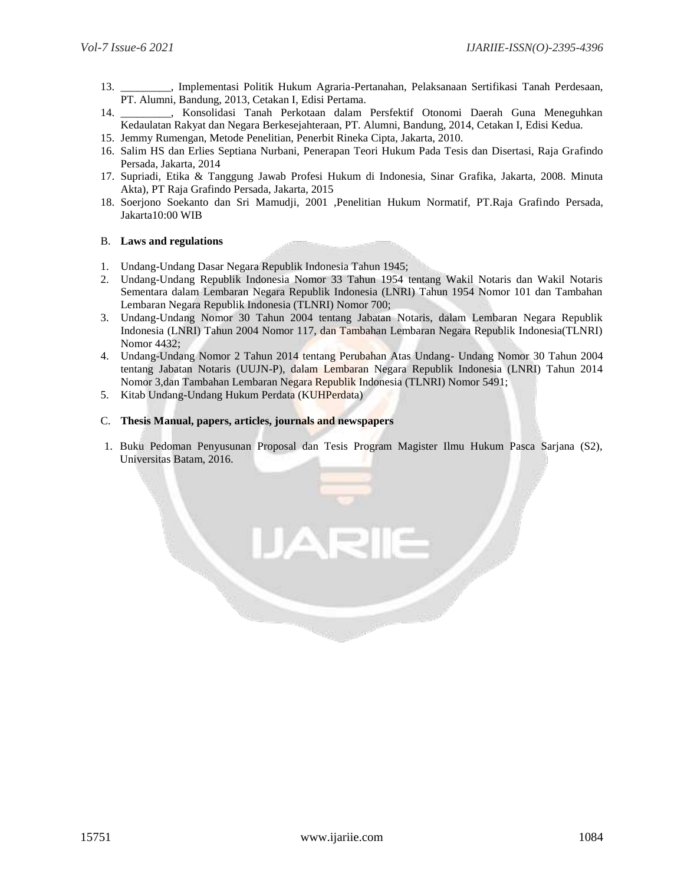13. _________, Implementasi Politik Hukum Agraria-Pertanahan, Pelaksanaan Sertifikasi Tanah Perdesaan, PT. Alumni, Bandung, 2013, Cetakan I, Edisi Pertama.
14. _________, Konsolidasi Tanah Perkotaan dalam Persfektif Otonomi Daerah Guna Meneguhkan Kedaulatan Rakyat dan Negara Berkesejahteraan, PT. Alumni, Bandung, 2014, Cetakan I, Edisi Kedua.
15. Jemmy Rumengan, Metode Penelitian, Penerbit Rineka Cipta, Jakarta, 2010.
16. Salim HS dan Erlies Septiana Nurbani, Penerapan Teori Hukum Pada Tesis dan Disertasi, Raja Grafindo Persada, Jakarta, 2014
17. Supriadi, Etika & Tanggung Jawab Profesi Hukum di Indonesia, Sinar Grafika, Jakarta, 2008. Minuta Akta), PT Raja Grafindo Persada, Jakarta, 2015
18. Soerjono Soekanto dan Sri Mamudji, 2001 ,Penelitian Hukum Normatif, PT.Raja Grafindo Persada, Jakarta10:00 WIB

B. **Laws and regulations**

1. Undang-Undang Dasar Negara Republik Indonesia Tahun 1945;
2. Undang-Undang Republik Indonesia Nomor 33 Tahun 1954 tentang Wakil Notaris dan Wakil Notaris Sementara dalam Lembaran Negara Republik Indonesia (LNRI) Tahun 1954 Nomor 101 dan Tambahan Lembaran Negara Republik Indonesia (TLNRI) Nomor 700;
3. Undang-Undang Nomor 30 Tahun 2004 tentang Jabatan Notaris, dalam Lembaran Negara Republik Indonesia (LNRI) Tahun 2004 Nomor 117, dan Tambahan Lembaran Negara Republik Indonesia(TLNRI) Nomor 4432;
4. Undang-Undang Nomor 2 Tahun 2014 tentang Perubahan Atas Undang- Undang Nomor 30 Tahun 2004 tentang Jabatan Notaris (UUJN-P), dalam Lembaran Negara Republik Indonesia (LNRI) Tahun 2014 Nomor 3,dan Tambahan Lembaran Negara Republik Indonesia (TLNRI) Nomor 5491;
5. Kitab Undang-Undang Hukum Perdata (KUHPerdata)

C. **Thesis Manual, papers, articles, journals and newspapers**

1. Buku Pedoman Penyusunan Proposal dan Tesis Program Magister Ilmu Hukum Pasca Sarjana (S2), Universitas Batam, 2016.